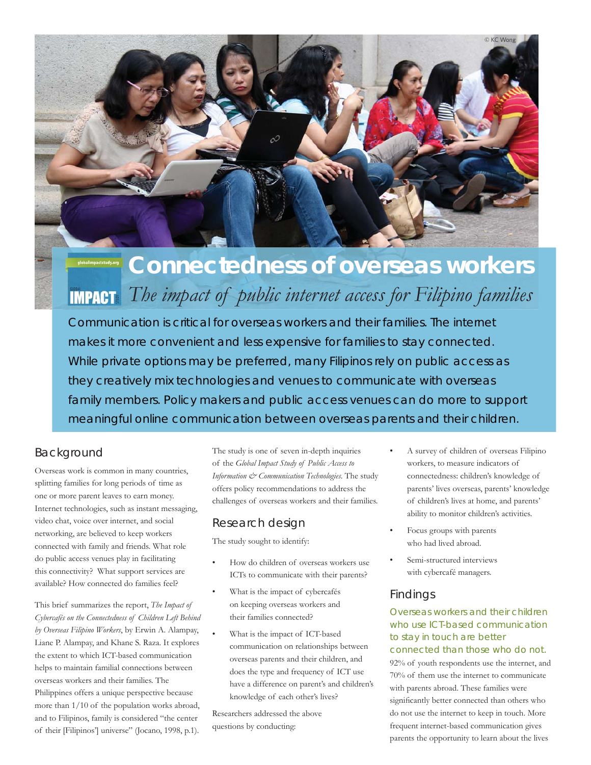# Connectedness of overseas workers

*The impact of public internet access for Filipino families*

Communication is critical for overseas workers and their families. The internet makes it more convenient and less expensive for families to stay connected. While private options may be preferred, many Filipinos rely on public access as they creatively mix technologies and venues to communicate with overseas family members. Policy makers and public access venues can do more to support meaningful online communication between overseas parents and their children.

## Background

Overseas work is common in many countries, splitting families for long periods of time as one or more parent leaves to earn money. Internet technologies, such as instant messaging, video chat, voice over internet, and social networking, are believed to keep workers connected with family and friends. What role do public access venues play in facilitating this connectivity? What support services are available? How connected do families feel?

This brief summarizes the report, *The Impact of Cybercafés on the Connectedness of Children Left Behind by Overseas Filipino Workers*, by Erwin A. Alampay, Liane P. Alampay, and Khane S. Raza. It explores the extent to which ICT-based communication helps to maintain familial connections between overseas workers and their families. The Philippines offers a unique perspective because more than 1/10 of the population works abroad, and to Filipinos, family is considered "the center of their [Filipinos'] universe" (Jocano, 1998, p.1).

The study is one of seven in-depth inquiries of the *Global Impact Study of Public Access to Information & Communication Technologies*. The study offers policy recommendations to address the challenges of overseas workers and their families.

## Research design

The study sought to identify:

- How do children of overseas workers use ICTs to communicate with their parents?
- What is the impact of cybercafés on keeping overseas workers and their families connected?
- What is the impact of ICT-based communication on relationships between overseas parents and their children, and does the type and frequency of ICT use have a difference on parent's and children's knowledge of each other's lives?

Researchers addressed the above questions by conducting:

- A survey of children of overseas Filipino workers, to measure indicators of connectedness: children's knowledge of parents' lives overseas, parents' knowledge of children's lives at home, and parents' ability to monitor children's activities.
- Focus groups with parents who had lived abroad.
- Semi-structured interviews with cybercafé managers.

## Findings

### Overseas workers and their children who use ICT-based communication to stay in touch are better connected than those who do not.

92% of youth respondents use the internet, and 70% of them use the internet to communicate with parents abroad. These families were significantly better connected than others who do not use the internet to keep in touch. More frequent internet-based communication gives parents the opportunity to learn about the lives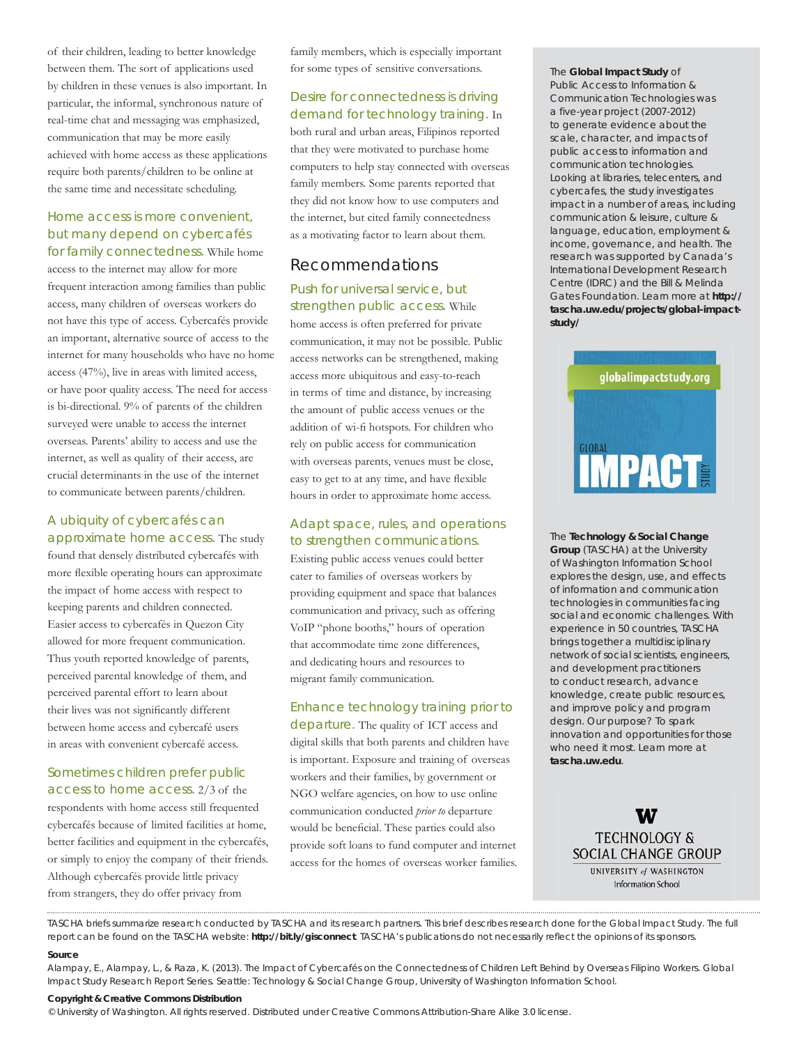of their children, leading to better knowledge between them. The sort of applications used by children in these venues is also important. In particular, the informal, synchronous nature of real-time chat and messaging was emphasized, communication that may be more easily achieved with home access as these applications require both parents/children to be online at the same time and necessitate scheduling.

**Home access is more convenient, but many depend on cybercafés for family connectedness.** While home access to the internet may allow for more frequent interaction among families than public access, many children of overseas workers do not have this type of access. Cybercafés provide an important, alternative source of access to the internet for many households who have no home access (47%), live in areas with limited access, or have poor quality access. The need for access is bi-directional. 9% of parents of the children surveyed were unable to access the internet overseas. Parents' ability to access and use the internet, as well as quality of their access, are crucial determinants in the use of the internet to communicate between parents/children.

**A ubiquity of cybercafés can approximate home access.** The study found that densely distributed cybercafés with more flexible operating hours can approximate the impact of home access with respect to keeping parents and children connected. Easier access to cybercafés in Quezon City allowed for more frequent communication. Thus youth reported knowledge of parents, perceived parental knowledge of them, and perceived parental effort to learn about their lives was not significantly different between home access and cybercafé users in areas with convenient cybercafé access.

**Sometimes children prefer public access to home access.** 2/3 of the respondents with home access still frequented cybercafés because of limited facilities at home, better facilities and equipment in the cybercafés, or simply to enjoy the company of their friends. Although cybercafés provide little privacy from strangers, they do offer privacy from family members, which is especially important for some types of sensitive conversations.

**Desire for connectedness is driving demand for technology training.** In both rural and urban areas, Filipinos reported that they were motivated to purchase home computers to help stay connected with overseas family members. Some parents reported that they did not know how to use computers and the internet, but cited family connectedness as a motivating factor to learn about them.

## Recommendations

**Push for universal service, but strengthen public access.** While home access is often preferred for private communication, it may not be possible. Public access networks can be strengthened, making access more ubiquitous and easy-to-reach in terms of time and distance, by increasing the amount of public access venues or the addition of wi-fi hotspots. For children who rely on public access for communication with overseas parents, venues must be close, easy to get to at any time, and have flexible hours in order to approximate home access.

**Adapt space, rules, and operations to strengthen communications.** Existing public access venues could better cater to families of overseas workers by providing equipment and space that balances communication and privacy, such as offering VoIP "phone booths," hours of operation that accommodate time zone differences, and dedicating hours and resources to migrant family communication.

**Enhance technology training prior to departure.** The quality of ICT access and digital skills that both parents and children have is important. Exposure and training of overseas workers and their families, by government or NGO welfare agencies, on how to use online communication conducted *prior to* departure would be beneficial. These parties could also provide soft loans to fund computer and internet access for the homes of overseas worker families.

The **Global Impact Study** of Public Access to Information & Communication Technologies was a five-year project (2007-2012) to generate evidence about the scale, character, and impacts of public access to information and communication technologies. Looking at libraries, telecenters, and cybercafes, the study investigates impact in a number of areas, including communication & leisure, culture & language, education, employment & income, governance, and health. The research was supported by Canada's International Development Research Centre (IDRC) and the Bill & Melinda Gates Foundation. Learn more at **http://tascha.uw.edu/projects/global-impact-study/**

globalimpactstudy.org
GLOBAL IMPACT STUDY

The **Technology & Social Change Group** (TASCHA) at the University of Washington Information School explores the design, use, and effects of information and communication technologies in communities facing social and economic challenges. With experience in 50 countries, TASCHA brings together a multidisciplinary network of social scientists, engineers, and development practitioners to conduct research, advance knowledge, create public resources, and improve policy and program design. Our purpose? To spark innovation and opportunities for those who need it most. Learn more at **tascha.uw.edu**.

W
TECHNOLOGY & SOCIAL CHANGE GROUP
UNIVERSITY *of* WASHINGTON
Information School

TASCHA briefs summarize research conducted by TASCHA and its research partners. This brief describes research done for the Global Impact Study. The full report can be found on the TASCHA website: **http://bit.ly/gisconnect**. TASCHA's publications do not necessarily reflect the opinions of its sponsors.

**Source**

Alampay, E., Alampay, L., & Raza, K. (2013). The Impact of Cybercafés on the Connectedness of Children Left Behind by Overseas Filipino Workers. Global Impact Study Research Report Series. Seattle: Technology & Social Change Group, University of Washington Information School.

**Copyright & Creative Commons Distribution**

© University of Washington. All rights reserved. Distributed under Creative Commons Attribution-Share Alike 3.0 license.